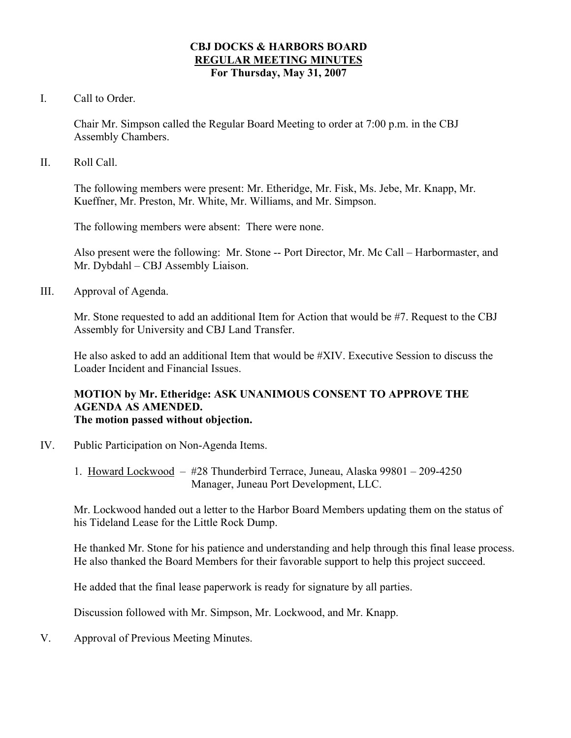# CBJ DOCKS & HARBORS BOARD
## REGULAR MEETING MINUTES
### For Thursday, May 31, 2007

I. Call to Order.

Chair Mr. Simpson called the Regular Board Meeting to order at 7:00 p.m. in the CBJ Assembly Chambers.

II. Roll Call.

The following members were present: Mr. Etheridge, Mr. Fisk, Ms. Jebe, Mr. Knapp, Mr. Kueffner, Mr. Preston, Mr. White, Mr. Williams, and Mr. Simpson.

The following members were absent: There were none.

Also present were the following: Mr. Stone -- Port Director, Mr. Mc Call – Harbormaster, and Mr. Dybdahl – CBJ Assembly Liaison.

III. Approval of Agenda.

Mr. Stone requested to add an additional Item for Action that would be #7. Request to the CBJ Assembly for University and CBJ Land Transfer.

He also asked to add an additional Item that would be #XIV. Executive Session to discuss the Loader Incident and Financial Issues.

**MOTION by Mr. Etheridge: ASK UNANIMOUS CONSENT TO APPROVE THE AGENDA AS AMENDED.**
**The motion passed without objection.**

IV. Public Participation on Non-Agenda Items.

1. Howard Lockwood – #28 Thunderbird Terrace, Juneau, Alaska 99801 – 209-4250
   Manager, Juneau Port Development, LLC.

Mr. Lockwood handed out a letter to the Harbor Board Members updating them on the status of his Tideland Lease for the Little Rock Dump.

He thanked Mr. Stone for his patience and understanding and help through this final lease process. He also thanked the Board Members for their favorable support to help this project succeed.

He added that the final lease paperwork is ready for signature by all parties.

Discussion followed with Mr. Simpson, Mr. Lockwood, and Mr. Knapp.

V. Approval of Previous Meeting Minutes.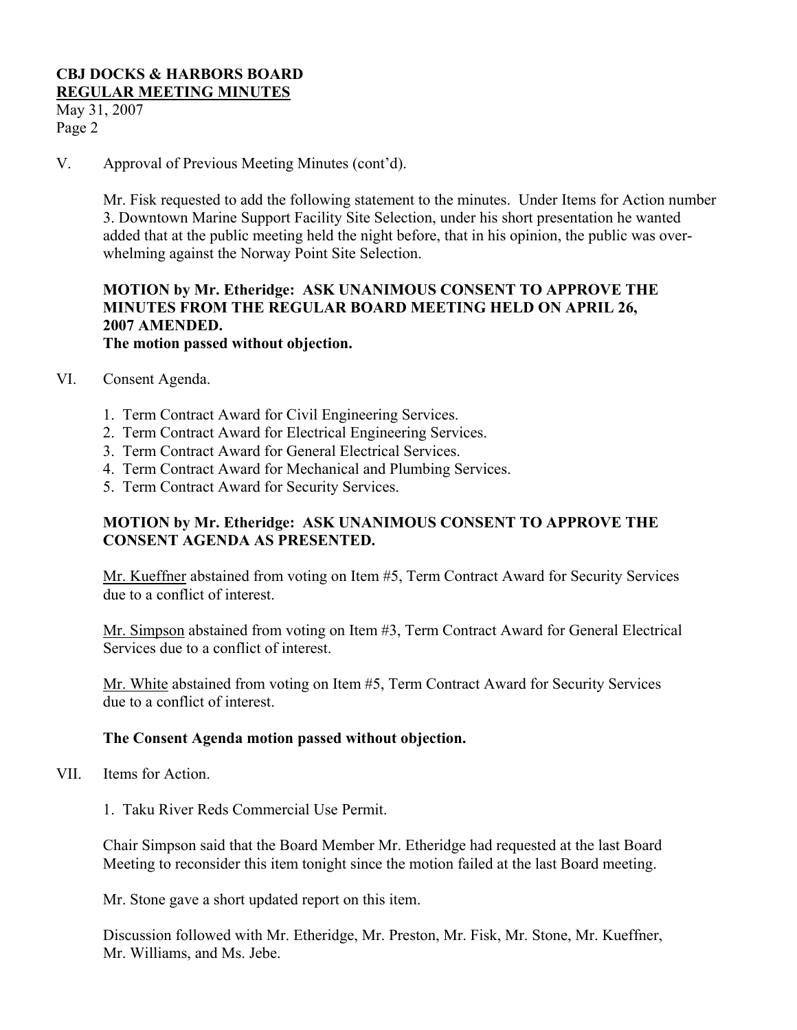V. Approval of Previous Meeting Minutes (cont'd).

Mr. Fisk requested to add the following statement to the minutes. Under Items for Action number 3. Downtown Marine Support Facility Site Selection, under his short presentation he wanted added that at the public meeting held the night before, that in his opinion, the public was over-whelming against the Norway Point Site Selection.

**MOTION by Mr. Etheridge: ASK UNANIMOUS CONSENT TO APPROVE THE MINUTES FROM THE REGULAR BOARD MEETING HELD ON APRIL 26, 2007 AMENDED.**
**The motion passed without objection.**

VI. Consent Agenda.

1. Term Contract Award for Civil Engineering Services.
2. Term Contract Award for Electrical Engineering Services.
3. Term Contract Award for General Electrical Services.
4. Term Contract Award for Mechanical and Plumbing Services.
5. Term Contract Award for Security Services.

**MOTION by Mr. Etheridge: ASK UNANIMOUS CONSENT TO APPROVE THE CONSENT AGENDA AS PRESENTED.**

Mr. Kueffner abstained from voting on Item #5, Term Contract Award for Security Services due to a conflict of interest.

Mr. Simpson abstained from voting on Item #3, Term Contract Award for General Electrical Services due to a conflict of interest.

Mr. White abstained from voting on Item #5, Term Contract Award for Security Services due to a conflict of interest.

**The Consent Agenda motion passed without objection.**

VII. Items for Action.

1. Taku River Reds Commercial Use Permit.

Chair Simpson said that the Board Member Mr. Etheridge had requested at the last Board Meeting to reconsider this item tonight since the motion failed at the last Board meeting.

Mr. Stone gave a short updated report on this item.

Discussion followed with Mr. Etheridge, Mr. Preston, Mr. Fisk, Mr. Stone, Mr. Kueffner, Mr. Williams, and Ms. Jebe.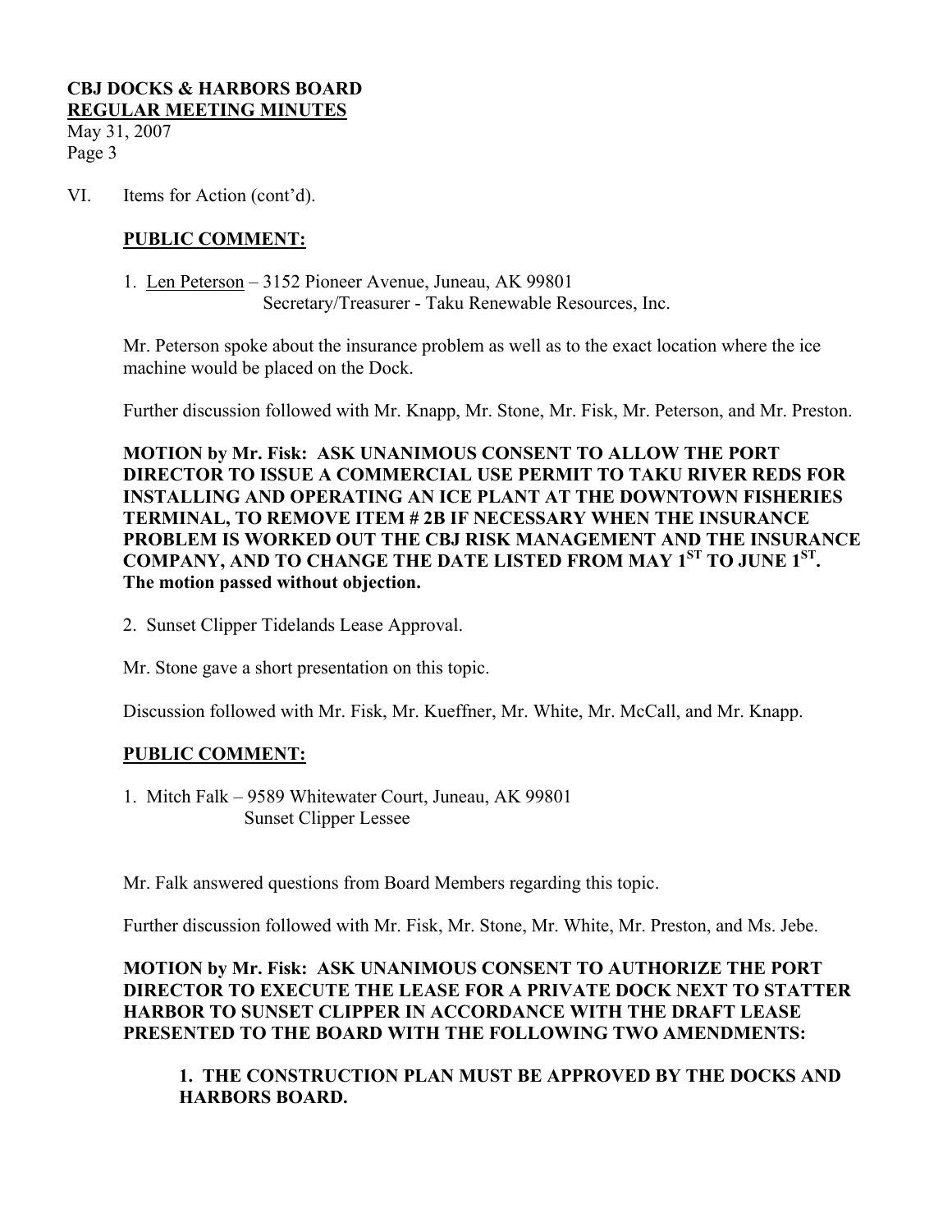VI. Items for Action (cont'd).

**PUBLIC COMMENT:**

1. Len Peterson – 3152 Pioneer Avenue, Juneau, AK 99801
   Secretary/Treasurer - Taku Renewable Resources, Inc.

Mr. Peterson spoke about the insurance problem as well as to the exact location where the ice machine would be placed on the Dock.

Further discussion followed with Mr. Knapp, Mr. Stone, Mr. Fisk, Mr. Peterson, and Mr. Preston.

**MOTION by Mr. Fisk: ASK UNANIMOUS CONSENT TO ALLOW THE PORT DIRECTOR TO ISSUE A COMMERCIAL USE PERMIT TO TAKU RIVER REDS FOR INSTALLING AND OPERATING AN ICE PLANT AT THE DOWNTOWN FISHERIES TERMINAL, TO REMOVE ITEM # 2B IF NECESSARY WHEN THE INSURANCE PROBLEM IS WORKED OUT THE CBJ RISK MANAGEMENT AND THE INSURANCE COMPANY, AND TO CHANGE THE DATE LISTED FROM MAY 1ST TO JUNE 1ST. The motion passed without objection.**

2. Sunset Clipper Tidelands Lease Approval.

Mr. Stone gave a short presentation on this topic.

Discussion followed with Mr. Fisk, Mr. Kueffner, Mr. White, Mr. McCall, and Mr. Knapp.

**PUBLIC COMMENT:**

1. Mitch Falk – 9589 Whitewater Court, Juneau, AK 99801
   Sunset Clipper Lessee

Mr. Falk answered questions from Board Members regarding this topic.

Further discussion followed with Mr. Fisk, Mr. Stone, Mr. White, Mr. Preston, and Ms. Jebe.

**MOTION by Mr. Fisk: ASK UNANIMOUS CONSENT TO AUTHORIZE THE PORT DIRECTOR TO EXECUTE THE LEASE FOR A PRIVATE DOCK NEXT TO STATTER HARBOR TO SUNSET CLIPPER IN ACCORDANCE WITH THE DRAFT LEASE PRESENTED TO THE BOARD WITH THE FOLLOWING TWO AMENDMENTS:**

**1. THE CONSTRUCTION PLAN MUST BE APPROVED BY THE DOCKS AND HARBORS BOARD.**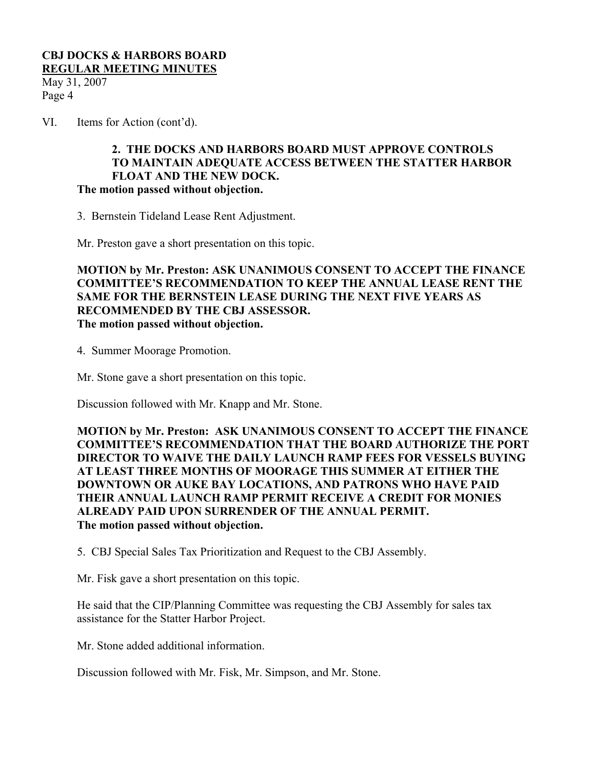VI. Items for Action (cont'd).

**2. THE DOCKS AND HARBORS BOARD MUST APPROVE CONTROLS TO MAINTAIN ADEQUATE ACCESS BETWEEN THE STATTER HARBOR FLOAT AND THE NEW DOCK.**
**The motion passed without objection.**

3. Bernstein Tideland Lease Rent Adjustment.

Mr. Preston gave a short presentation on this topic.

**MOTION by Mr. Preston: ASK UNANIMOUS CONSENT TO ACCEPT THE FINANCE COMMITTEE'S RECOMMENDATION TO KEEP THE ANNUAL LEASE RENT THE SAME FOR THE BERNSTEIN LEASE DURING THE NEXT FIVE YEARS AS RECOMMENDED BY THE CBJ ASSESSOR.**
**The motion passed without objection.**

4. Summer Moorage Promotion.

Mr. Stone gave a short presentation on this topic.

Discussion followed with Mr. Knapp and Mr. Stone.

**MOTION by Mr. Preston: ASK UNANIMOUS CONSENT TO ACCEPT THE FINANCE COMMITTEE'S RECOMMENDATION THAT THE BOARD AUTHORIZE THE PORT DIRECTOR TO WAIVE THE DAILY LAUNCH RAMP FEES FOR VESSELS BUYING AT LEAST THREE MONTHS OF MOORAGE THIS SUMMER AT EITHER THE DOWNTOWN OR AUKE BAY LOCATIONS, AND PATRONS WHO HAVE PAID THEIR ANNUAL LAUNCH RAMP PERMIT RECEIVE A CREDIT FOR MONIES ALREADY PAID UPON SURRENDER OF THE ANNUAL PERMIT.**
**The motion passed without objection.**

5. CBJ Special Sales Tax Prioritization and Request to the CBJ Assembly.

Mr. Fisk gave a short presentation on this topic.

He said that the CIP/Planning Committee was requesting the CBJ Assembly for sales tax assistance for the Statter Harbor Project.

Mr. Stone added additional information.

Discussion followed with Mr. Fisk, Mr. Simpson, and Mr. Stone.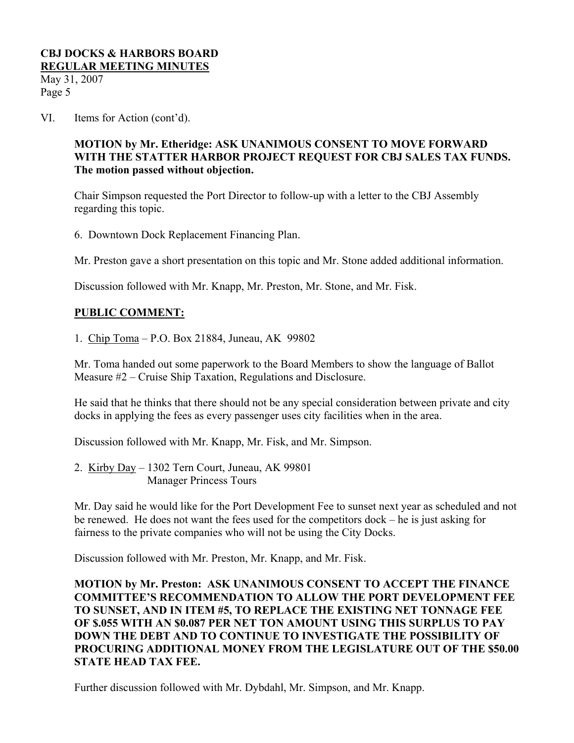VI. Items for Action (cont'd).

**MOTION by Mr. Etheridge: ASK UNANIMOUS CONSENT TO MOVE FORWARD WITH THE STATTER HARBOR PROJECT REQUEST FOR CBJ SALES TAX FUNDS. The motion passed without objection.**

Chair Simpson requested the Port Director to follow-up with a letter to the CBJ Assembly regarding this topic.

6. Downtown Dock Replacement Financing Plan.

Mr. Preston gave a short presentation on this topic and Mr. Stone added additional information.

Discussion followed with Mr. Knapp, Mr. Preston, Mr. Stone, and Mr. Fisk.

**PUBLIC COMMENT:**

1. Chip Toma – P.O. Box 21884, Juneau, AK 99802

Mr. Toma handed out some paperwork to the Board Members to show the language of Ballot Measure #2 – Cruise Ship Taxation, Regulations and Disclosure.

He said that he thinks that there should not be any special consideration between private and city docks in applying the fees as every passenger uses city facilities when in the area.

Discussion followed with Mr. Knapp, Mr. Fisk, and Mr. Simpson.

2. Kirby Day – 1302 Tern Court, Juneau, AK 99801
   Manager Princess Tours

Mr. Day said he would like for the Port Development Fee to sunset next year as scheduled and not be renewed. He does not want the fees used for the competitors dock – he is just asking for fairness to the private companies who will not be using the City Docks.

Discussion followed with Mr. Preston, Mr. Knapp, and Mr. Fisk.

**MOTION by Mr. Preston: ASK UNANIMOUS CONSENT TO ACCEPT THE FINANCE COMMITTEE'S RECOMMENDATION TO ALLOW THE PORT DEVELOPMENT FEE TO SUNSET, AND IN ITEM #5, TO REPLACE THE EXISTING NET TONNAGE FEE OF $.055 WITH AN $0.087 PER NET TON AMOUNT USING THIS SURPLUS TO PAY DOWN THE DEBT AND TO CONTINUE TO INVESTIGATE THE POSSIBILITY OF PROCURING ADDITIONAL MONEY FROM THE LEGISLATURE OUT OF THE $50.00 STATE HEAD TAX FEE.**

Further discussion followed with Mr. Dybdahl, Mr. Simpson, and Mr. Knapp.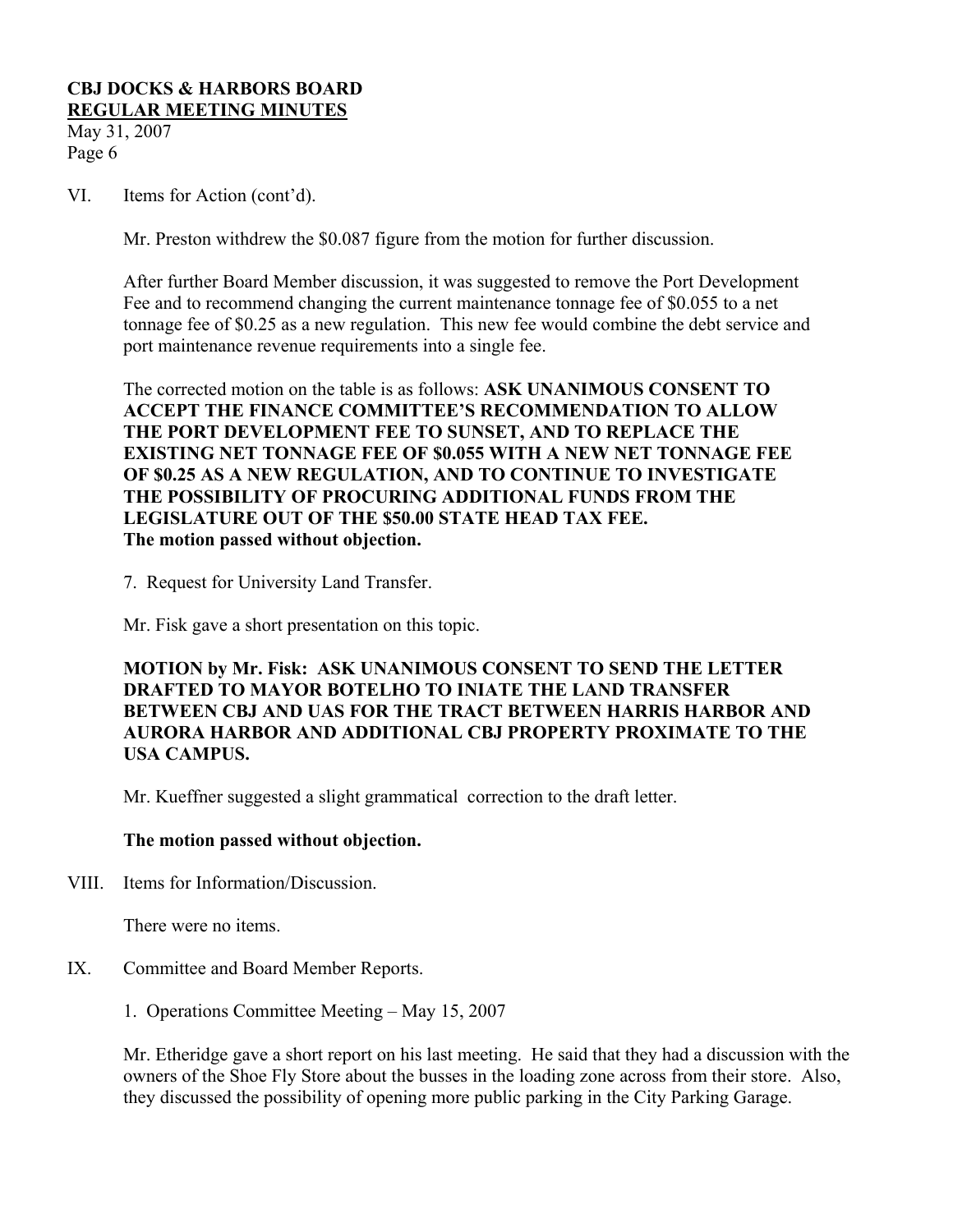VI. Items for Action (cont'd).

Mr. Preston withdrew the $0.087 figure from the motion for further discussion.

After further Board Member discussion, it was suggested to remove the Port Development Fee and to recommend changing the current maintenance tonnage fee of $0.055 to a net tonnage fee of $0.25 as a new regulation. This new fee would combine the debt service and port maintenance revenue requirements into a single fee.

The corrected motion on the table is as follows: **ASK UNANIMOUS CONSENT TO ACCEPT THE FINANCE COMMITTEE'S RECOMMENDATION TO ALLOW THE PORT DEVELOPMENT FEE TO SUNSET, AND TO REPLACE THE EXISTING NET TONNAGE FEE OF $0.055 WITH A NEW NET TONNAGE FEE OF $0.25 AS A NEW REGULATION, AND TO CONTINUE TO INVESTIGATE THE POSSIBILITY OF PROCURING ADDITIONAL FUNDS FROM THE LEGISLATURE OUT OF THE $50.00 STATE HEAD TAX FEE.**
**The motion passed without objection.**

7. Request for University Land Transfer.

Mr. Fisk gave a short presentation on this topic.

**MOTION by Mr. Fisk: ASK UNANIMOUS CONSENT TO SEND THE LETTER DRAFTED TO MAYOR BOTELHO TO INIATE THE LAND TRANSFER BETWEEN CBJ AND UAS FOR THE TRACT BETWEEN HARRIS HARBOR AND AURORA HARBOR AND ADDITIONAL CBJ PROPERTY PROXIMATE TO THE USA CAMPUS.**

Mr. Kueffner suggested a slight grammatical correction to the draft letter.

**The motion passed without objection.**

VIII. Items for Information/Discussion.

There were no items.

IX. Committee and Board Member Reports.

1. Operations Committee Meeting – May 15, 2007

Mr. Etheridge gave a short report on his last meeting. He said that they had a discussion with the owners of the Shoe Fly Store about the busses in the loading zone across from their store. Also, they discussed the possibility of opening more public parking in the City Parking Garage.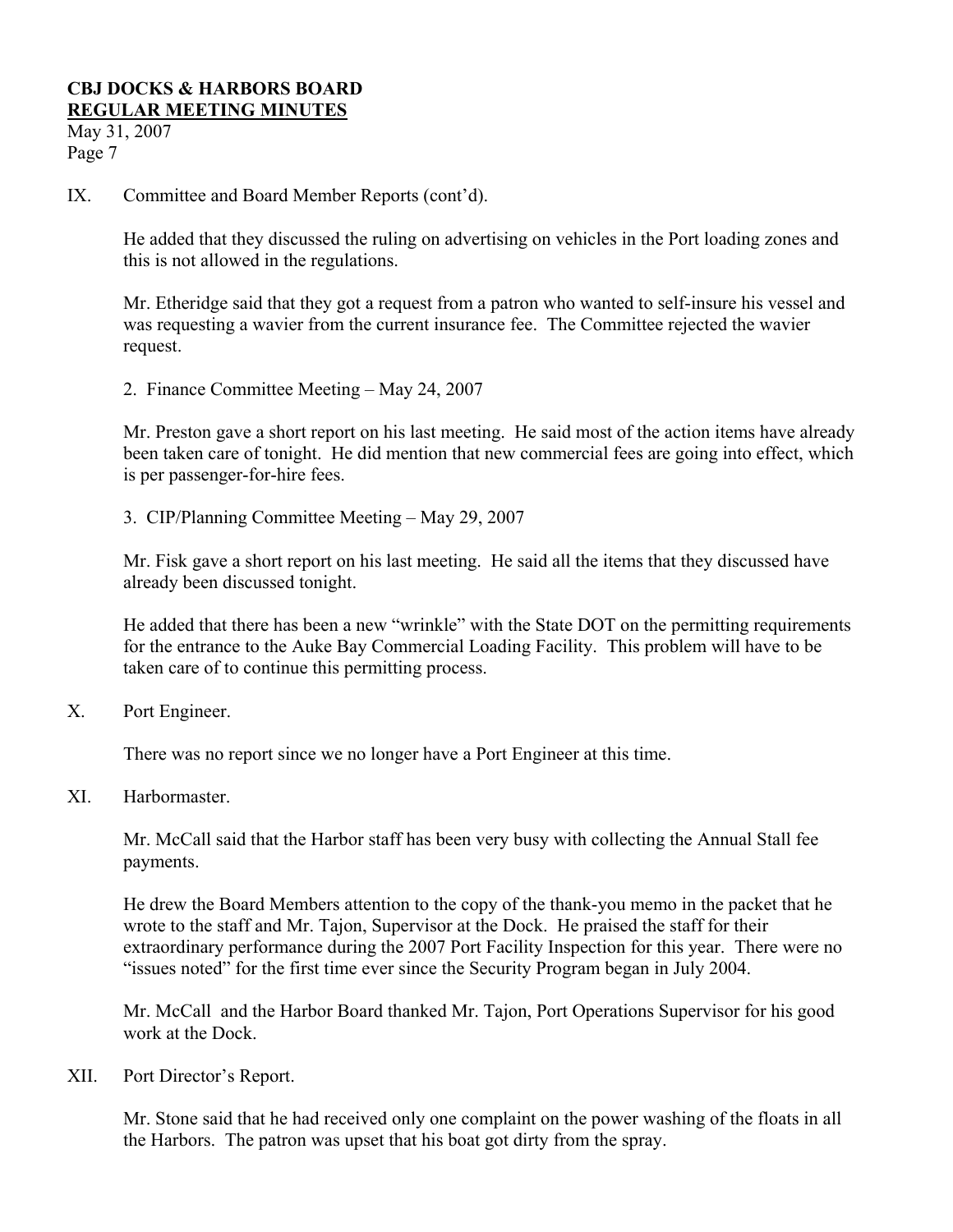IX. Committee and Board Member Reports (cont'd).

He added that they discussed the ruling on advertising on vehicles in the Port loading zones and this is not allowed in the regulations.

Mr. Etheridge said that they got a request from a patron who wanted to self-insure his vessel and was requesting a wavier from the current insurance fee. The Committee rejected the wavier request.

2. Finance Committee Meeting – May 24, 2007

Mr. Preston gave a short report on his last meeting. He said most of the action items have already been taken care of tonight. He did mention that new commercial fees are going into effect, which is per passenger-for-hire fees.

3. CIP/Planning Committee Meeting – May 29, 2007

Mr. Fisk gave a short report on his last meeting. He said all the items that they discussed have already been discussed tonight.

He added that there has been a new "wrinkle" with the State DOT on the permitting requirements for the entrance to the Auke Bay Commercial Loading Facility. This problem will have to be taken care of to continue this permitting process.

X. Port Engineer.

There was no report since we no longer have a Port Engineer at this time.

XI. Harbormaster.

Mr. McCall said that the Harbor staff has been very busy with collecting the Annual Stall fee payments.

He drew the Board Members attention to the copy of the thank-you memo in the packet that he wrote to the staff and Mr. Tajon, Supervisor at the Dock. He praised the staff for their extraordinary performance during the 2007 Port Facility Inspection for this year. There were no "issues noted" for the first time ever since the Security Program began in July 2004.

Mr. McCall and the Harbor Board thanked Mr. Tajon, Port Operations Supervisor for his good work at the Dock.

XII. Port Director's Report.

Mr. Stone said that he had received only one complaint on the power washing of the floats in all the Harbors. The patron was upset that his boat got dirty from the spray.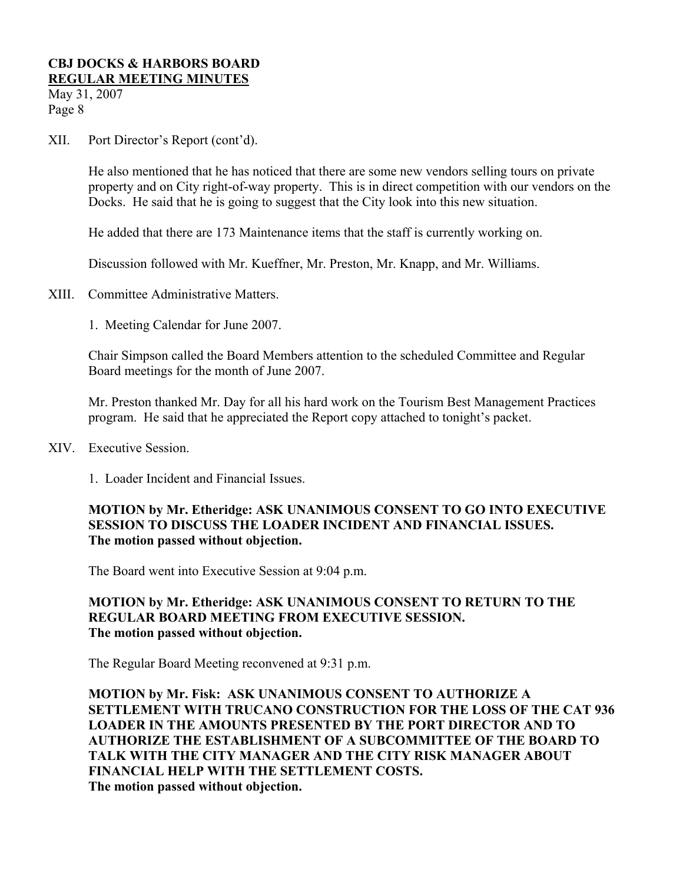XII. Port Director's Report (cont'd).

He also mentioned that he has noticed that there are some new vendors selling tours on private property and on City right-of-way property. This is in direct competition with our vendors on the Docks. He said that he is going to suggest that the City look into this new situation.

He added that there are 173 Maintenance items that the staff is currently working on.

Discussion followed with Mr. Kueffner, Mr. Preston, Mr. Knapp, and Mr. Williams.

XIII. Committee Administrative Matters.

1. Meeting Calendar for June 2007.

Chair Simpson called the Board Members attention to the scheduled Committee and Regular Board meetings for the month of June 2007.

Mr. Preston thanked Mr. Day for all his hard work on the Tourism Best Management Practices program. He said that he appreciated the Report copy attached to tonight's packet.

XIV. Executive Session.

1. Loader Incident and Financial Issues.

**MOTION by Mr. Etheridge: ASK UNANIMOUS CONSENT TO GO INTO EXECUTIVE SESSION TO DISCUSS THE LOADER INCIDENT AND FINANCIAL ISSUES.**
**The motion passed without objection.**

The Board went into Executive Session at 9:04 p.m.

**MOTION by Mr. Etheridge: ASK UNANIMOUS CONSENT TO RETURN TO THE REGULAR BOARD MEETING FROM EXECUTIVE SESSION.**
**The motion passed without objection.**

The Regular Board Meeting reconvened at 9:31 p.m.

**MOTION by Mr. Fisk: ASK UNANIMOUS CONSENT TO AUTHORIZE A SETTLEMENT WITH TRUCANO CONSTRUCTION FOR THE LOSS OF THE CAT 936 LOADER IN THE AMOUNTS PRESENTED BY THE PORT DIRECTOR AND TO AUTHORIZE THE ESTABLISHMENT OF A SUBCOMMITTEE OF THE BOARD TO TALK WITH THE CITY MANAGER AND THE CITY RISK MANAGER ABOUT FINANCIAL HELP WITH THE SETTLEMENT COSTS.**
**The motion passed without objection.**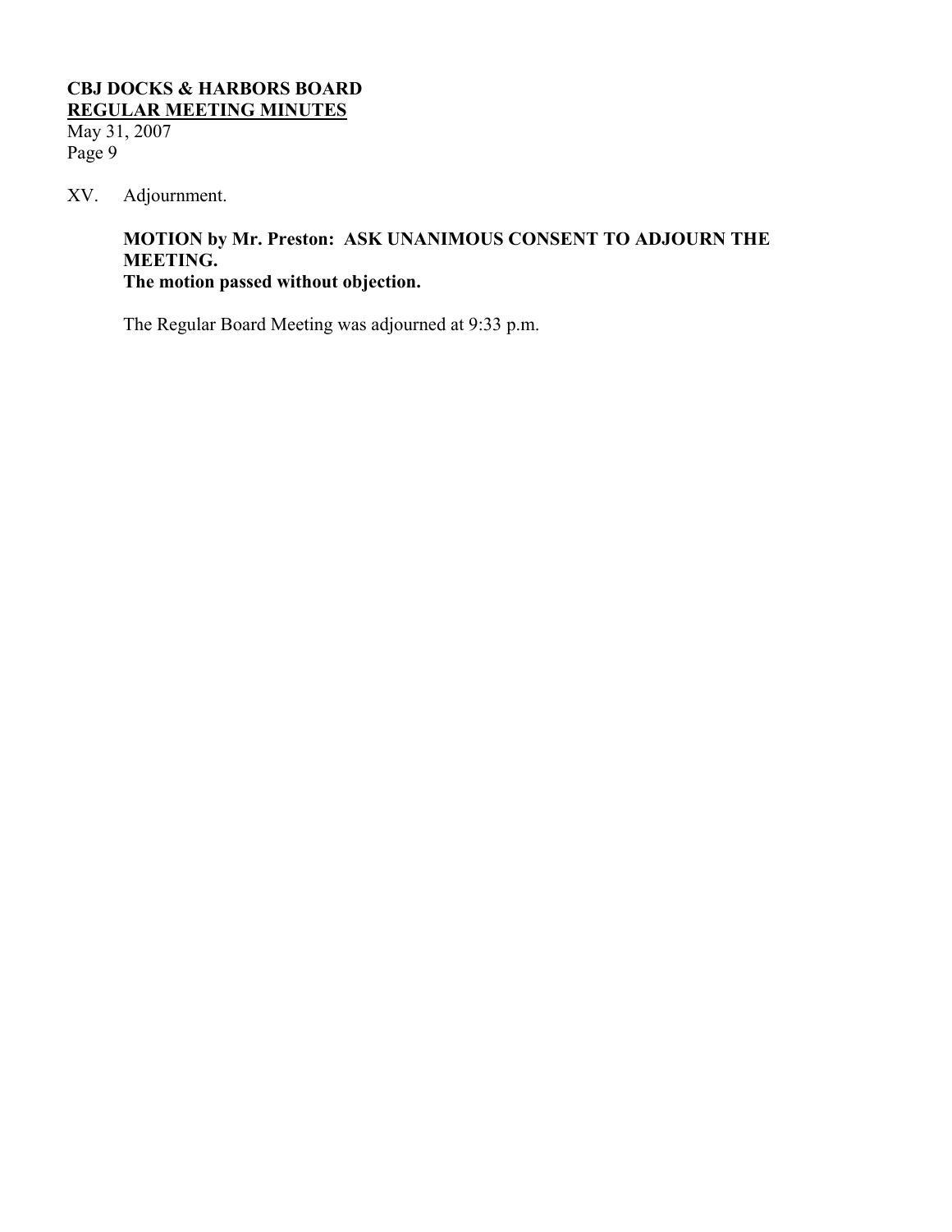XV. Adjournment.

**MOTION by Mr. Preston: ASK UNANIMOUS CONSENT TO ADJOURN THE MEETING.**
**The motion passed without objection.**

The Regular Board Meeting was adjourned at 9:33 p.m.